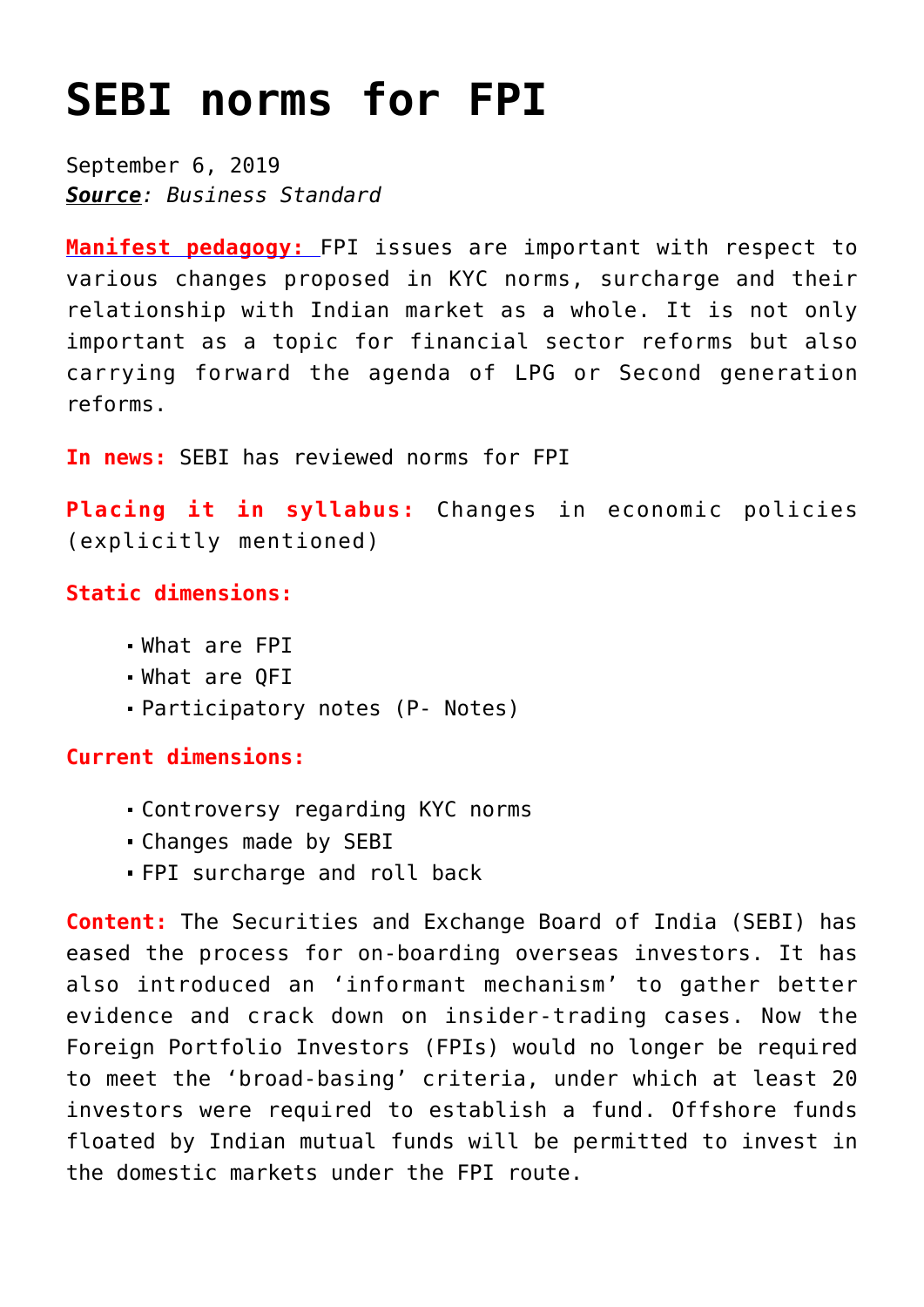# SEBI norms for FPI

September 6, 2019
***Source**: Business Standard*

**Manifest pedagogy:** FPI issues are important with respect to various changes proposed in KYC norms, surcharge and their relationship with Indian market as a whole. It is not only important as a topic for financial sector reforms but also carrying forward the agenda of LPG or Second generation reforms.

**In news:** SEBI has reviewed norms for FPI

**Placing it in syllabus:** Changes in economic policies (explicitly mentioned)

**Static dimensions:**

- What are FPI
- What are QFI
- Participatory notes (P- Notes)

**Current dimensions:**

- Controversy regarding KYC norms
- Changes made by SEBI
- FPI surcharge and roll back

**Content:** The Securities and Exchange Board of India (SEBI) has eased the process for on-boarding overseas investors. It has also introduced an 'informant mechanism' to gather better evidence and crack down on insider-trading cases. Now the Foreign Portfolio Investors (FPIs) would no longer be required to meet the 'broad-basing' criteria, under which at least 20 investors were required to establish a fund. Offshore funds floated by Indian mutual funds will be permitted to invest in the domestic markets under the FPI route.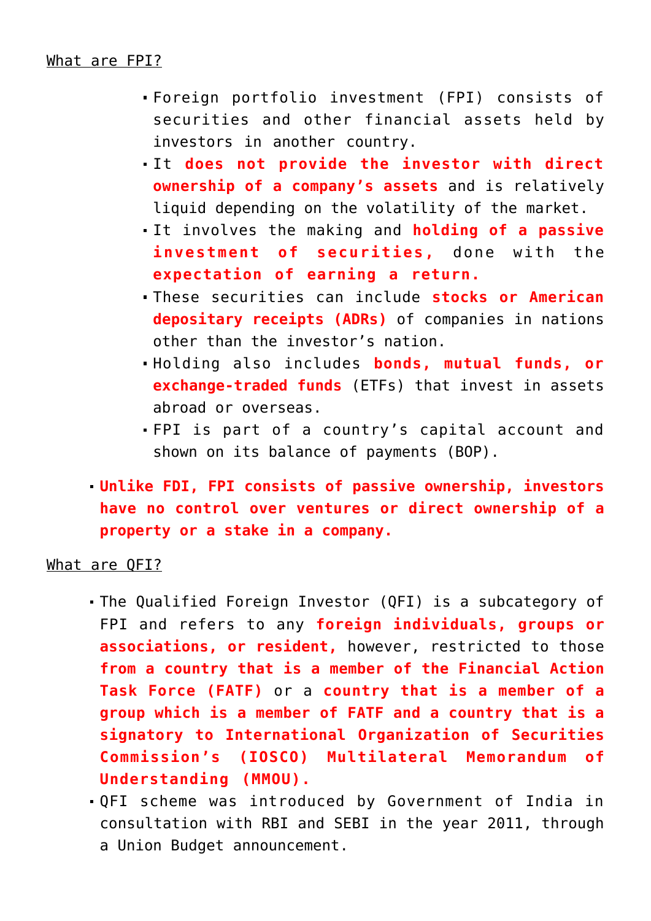<u>What are FPI?</u>

- Foreign portfolio investment (FPI) consists of securities and other financial assets held by investors in another country.
- It **does not provide the investor with direct ownership of a company's assets** and is relatively liquid depending on the volatility of the market.
- It involves the making and **holding of a passive investment of securities,** done with the **expectation of earning a return.**
- These securities can include **stocks or American depositary receipts (ADRs)** of companies in nations other than the investor's nation.
- Holding also includes **bonds, mutual funds, or exchange-traded funds** (ETFs) that invest in assets abroad or overseas.
- FPI is part of a country's capital account and shown on its balance of payments (BOP).

- **Unlike FDI, FPI consists of passive ownership, investors have no control over ventures or direct ownership of a property or a stake in a company.**

<u>What are QFI?</u>

- The Qualified Foreign Investor (QFI) is a subcategory of FPI and refers to any **foreign individuals, groups or associations, or resident,** however, restricted to those **from a country that is a member of the Financial Action Task Force (FATF)** or a **country that is a member of a group which is a member of FATF and a country that is a signatory to International Organization of Securities Commission's (IOSCO) Multilateral Memorandum of Understanding (MMOU).**
- QFI scheme was introduced by Government of India in consultation with RBI and SEBI in the year 2011, through a Union Budget announcement.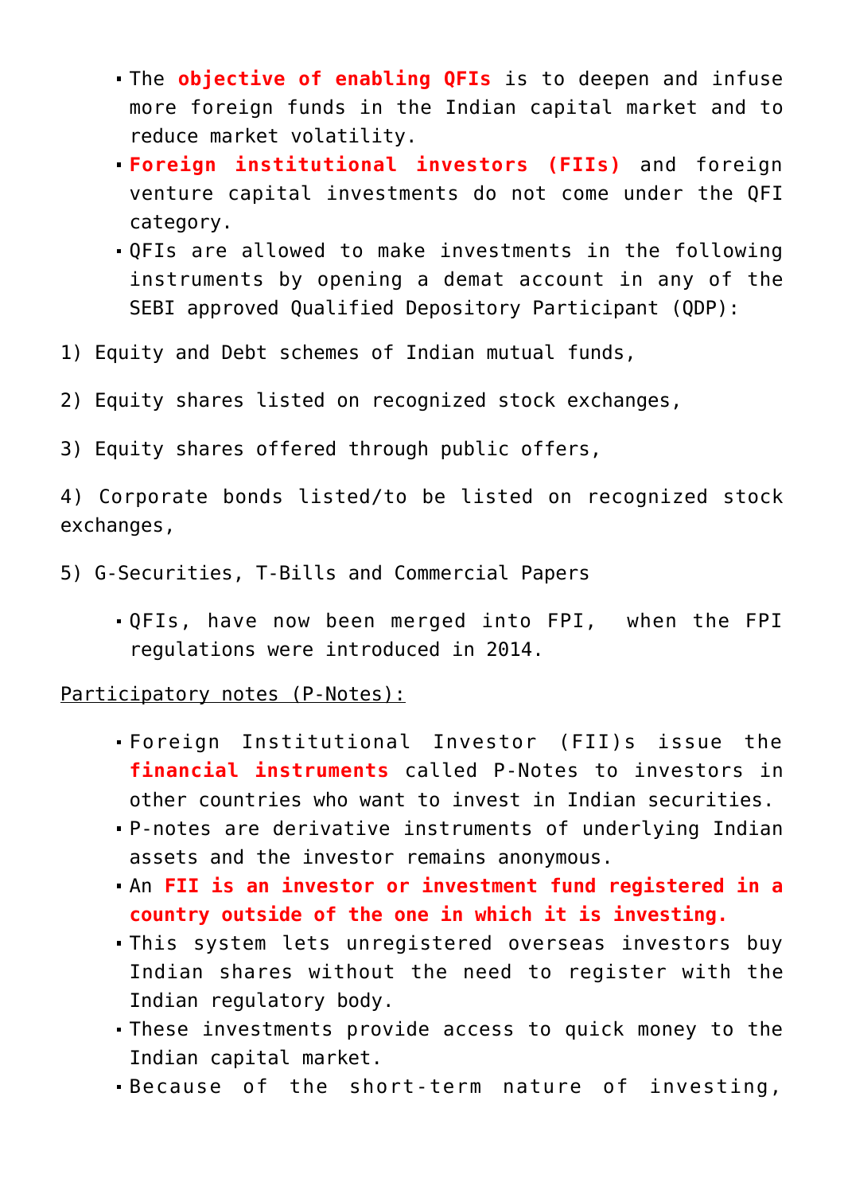- The **objective of enabling QFIs** is to deepen and infuse more foreign funds in the Indian capital market and to reduce market volatility.
- **Foreign institutional investors (FIIs)** and foreign venture capital investments do not come under the QFI category.
- QFIs are allowed to make investments in the following instruments by opening a demat account in any of the SEBI approved Qualified Depository Participant (QDP):

1) Equity and Debt schemes of Indian mutual funds,

2) Equity shares listed on recognized stock exchanges,

3) Equity shares offered through public offers,

4) Corporate bonds listed/to be listed on recognized stock exchanges,

5) G-Securities, T-Bills and Commercial Papers

- QFIs, have now been merged into FPI, when the FPI regulations were introduced in 2014.

<u>Participatory notes (P-Notes):</u>

- Foreign Institutional Investor (FII)s issue the **financial instruments** called P-Notes to investors in other countries who want to invest in Indian securities.
- P-notes are derivative instruments of underlying Indian assets and the investor remains anonymous.
- An **FII is an investor or investment fund registered in a country outside of the one in which it is investing.**
- This system lets unregistered overseas investors buy Indian shares without the need to register with the Indian regulatory body.
- These investments provide access to quick money to the Indian capital market.
- Because of the short-term nature of investing,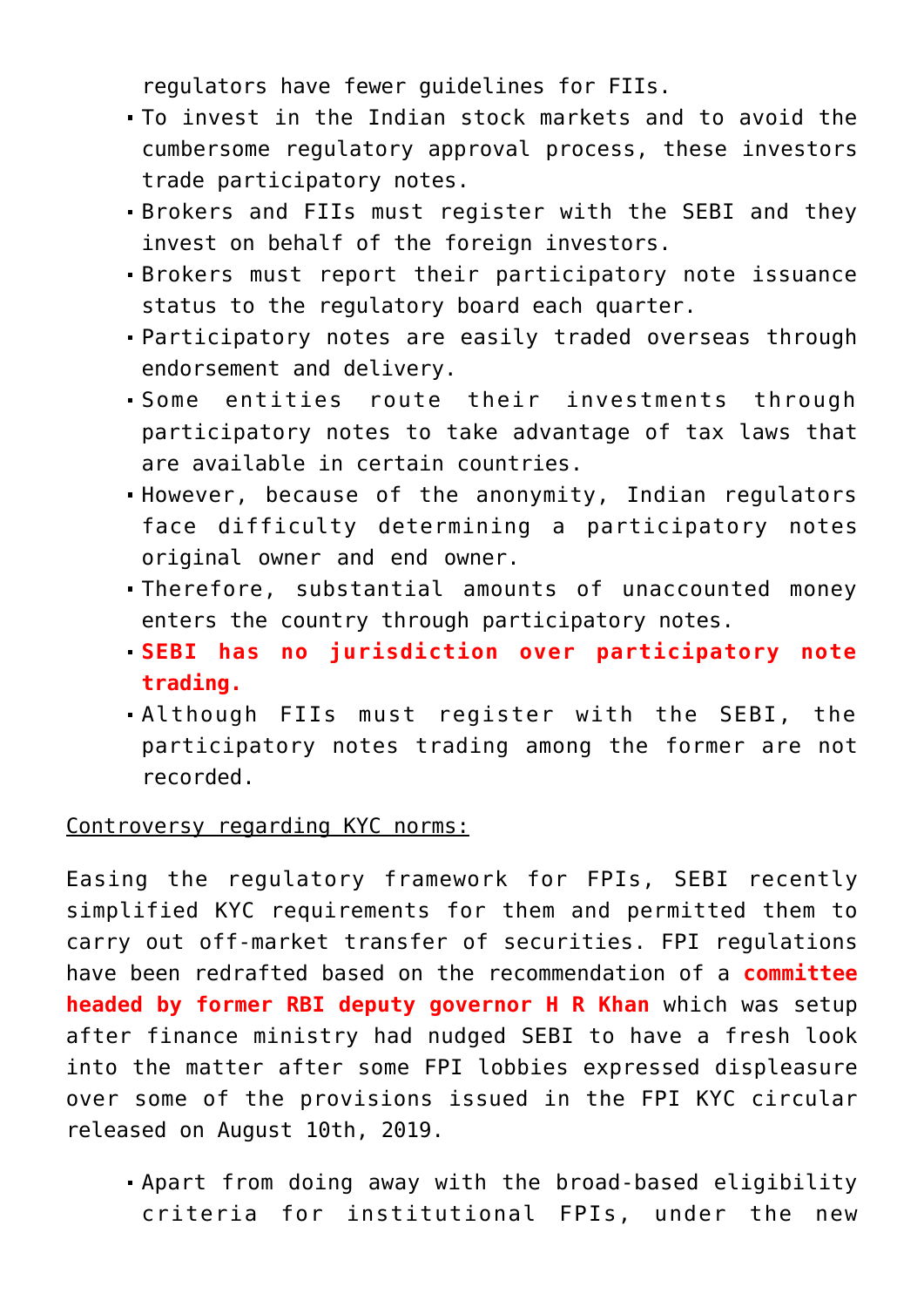regulators have fewer guidelines for FIIs.

- To invest in the Indian stock markets and to avoid the cumbersome regulatory approval process, these investors trade participatory notes.
- Brokers and FIIs must register with the SEBI and they invest on behalf of the foreign investors.
- Brokers must report their participatory note issuance status to the regulatory board each quarter.
- Participatory notes are easily traded overseas through endorsement and delivery.
- Some entities route their investments through participatory notes to take advantage of tax laws that are available in certain countries.
- However, because of the anonymity, Indian regulators face difficulty determining a participatory notes original owner and end owner.
- Therefore, substantial amounts of unaccounted money enters the country through participatory notes.
- **SEBI has no jurisdiction over participatory note trading.**
- Although FIIs must register with the SEBI, the participatory notes trading among the former are not recorded.

Controversy regarding KYC norms:

Easing the regulatory framework for FPIs, SEBI recently simplified KYC requirements for them and permitted them to carry out off-market transfer of securities. FPI regulations have been redrafted based on the recommendation of a **committee headed by former RBI deputy governor H R Khan** which was setup after finance ministry had nudged SEBI to have a fresh look into the matter after some FPI lobbies expressed displeasure over some of the provisions issued in the FPI KYC circular released on August 10th, 2019.

- Apart from doing away with the broad-based eligibility criteria for institutional FPIs, under the new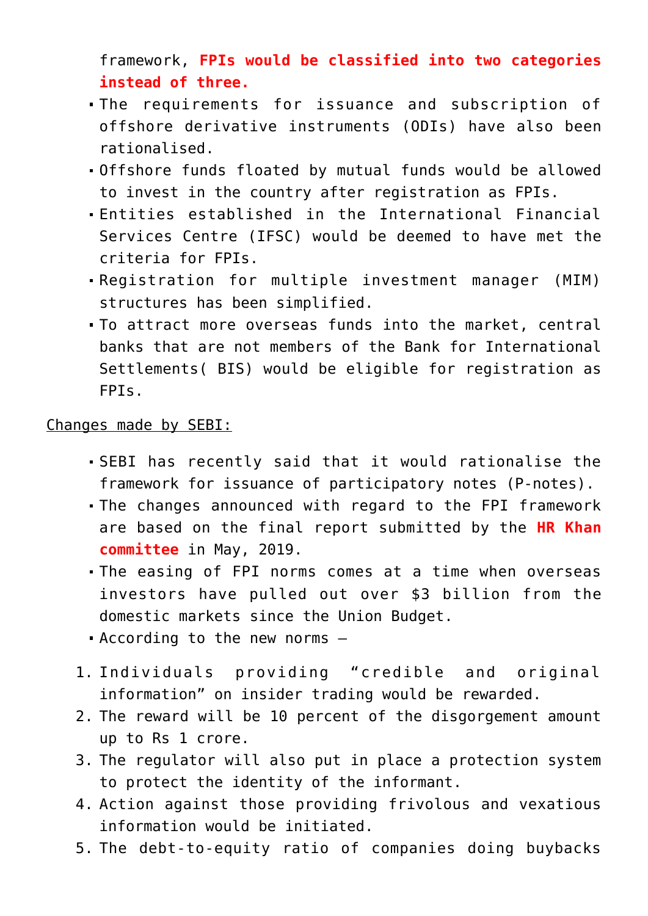framework, **FPIs would be classified into two categories instead of three.**

- The requirements for issuance and subscription of offshore derivative instruments (ODIs) have also been rationalised.
- Offshore funds floated by mutual funds would be allowed to invest in the country after registration as FPIs.
- Entities established in the International Financial Services Centre (IFSC) would be deemed to have met the criteria for FPIs.
- Registration for multiple investment manager (MIM) structures has been simplified.
- To attract more overseas funds into the market, central banks that are not members of the Bank for International Settlements( BIS) would be eligible for registration as FPIs.

<u>Changes made by SEBI:</u>

- SEBI has recently said that it would rationalise the framework for issuance of participatory notes (P-notes).
- The changes announced with regard to the FPI framework are based on the final report submitted by the **HR Khan committee** in May, 2019.
- The easing of FPI norms comes at a time when overseas investors have pulled out over $3 billion from the domestic markets since the Union Budget.
- According to the new norms –

1. Individuals providing "credible and original information" on insider trading would be rewarded.
2. The reward will be 10 percent of the disgorgement amount up to Rs 1 crore.
3. The regulator will also put in place a protection system to protect the identity of the informant.
4. Action against those providing frivolous and vexatious information would be initiated.
5. The debt-to-equity ratio of companies doing buybacks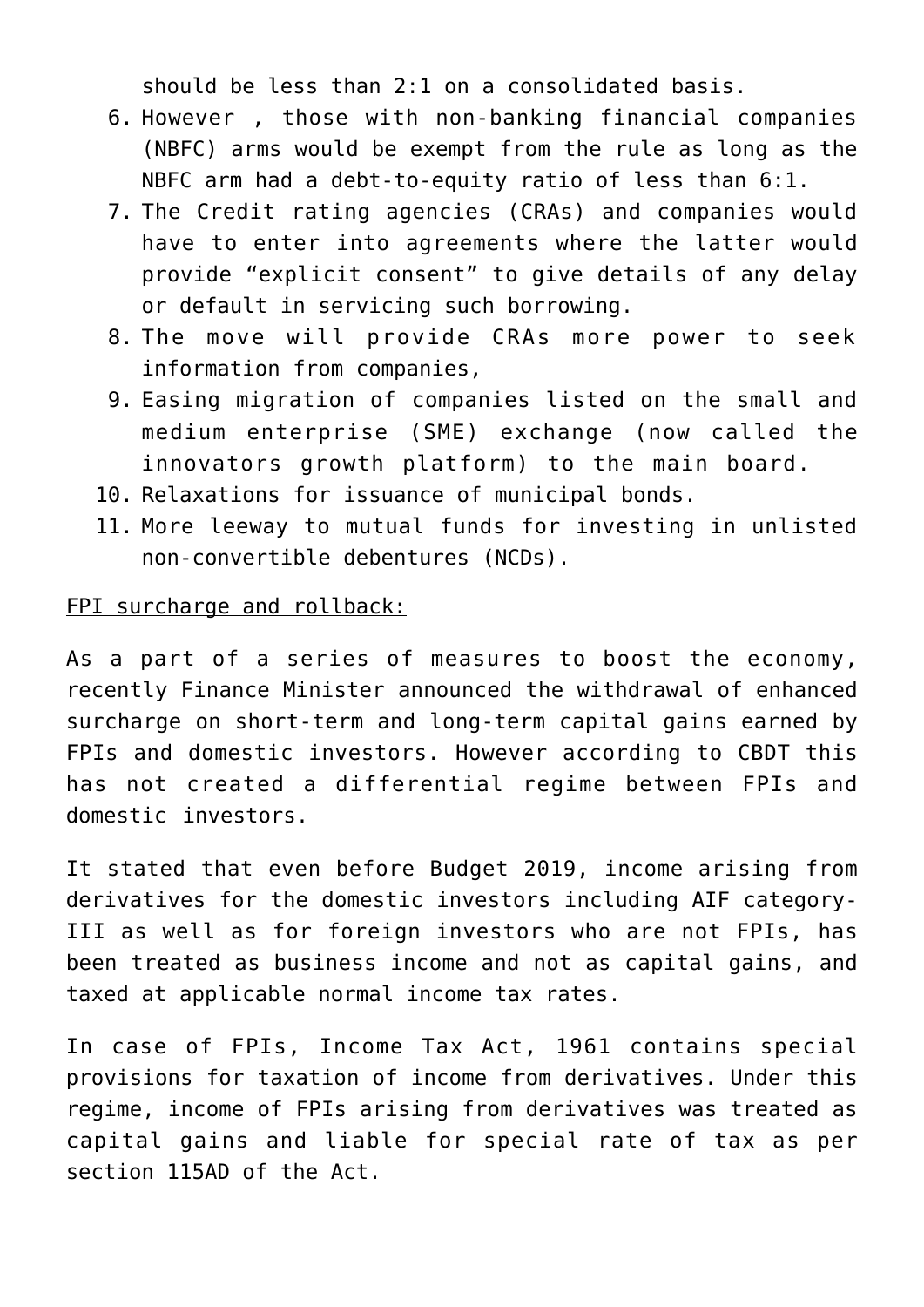should be less than 2:1 on a consolidated basis.

6. However , those with non-banking financial companies (NBFC) arms would be exempt from the rule as long as the NBFC arm had a debt-to-equity ratio of less than 6:1.
7. The Credit rating agencies (CRAs) and companies would have to enter into agreements where the latter would provide “explicit consent” to give details of any delay or default in servicing such borrowing.
8. The move will provide CRAs more power to seek information from companies,
9. Easing migration of companies listed on the small and medium enterprise (SME) exchange (now called the innovators growth platform) to the main board.
10. Relaxations for issuance of municipal bonds.
11. More leeway to mutual funds for investing in unlisted non-convertible debentures (NCDs).

<u>FPI surcharge and rollback:</u>

As a part of a series of measures to boost the economy, recently Finance Minister announced the withdrawal of enhanced surcharge on short-term and long-term capital gains earned by FPIs and domestic investors. However according to CBDT this has not created a differential regime between FPIs and domestic investors.

It stated that even before Budget 2019, income arising from derivatives for the domestic investors including AIF category-III as well as for foreign investors who are not FPIs, has been treated as business income and not as capital gains, and taxed at applicable normal income tax rates.

In case of FPIs, Income Tax Act, 1961 contains special provisions for taxation of income from derivatives. Under this regime, income of FPIs arising from derivatives was treated as capital gains and liable for special rate of tax as per section 115AD of the Act.